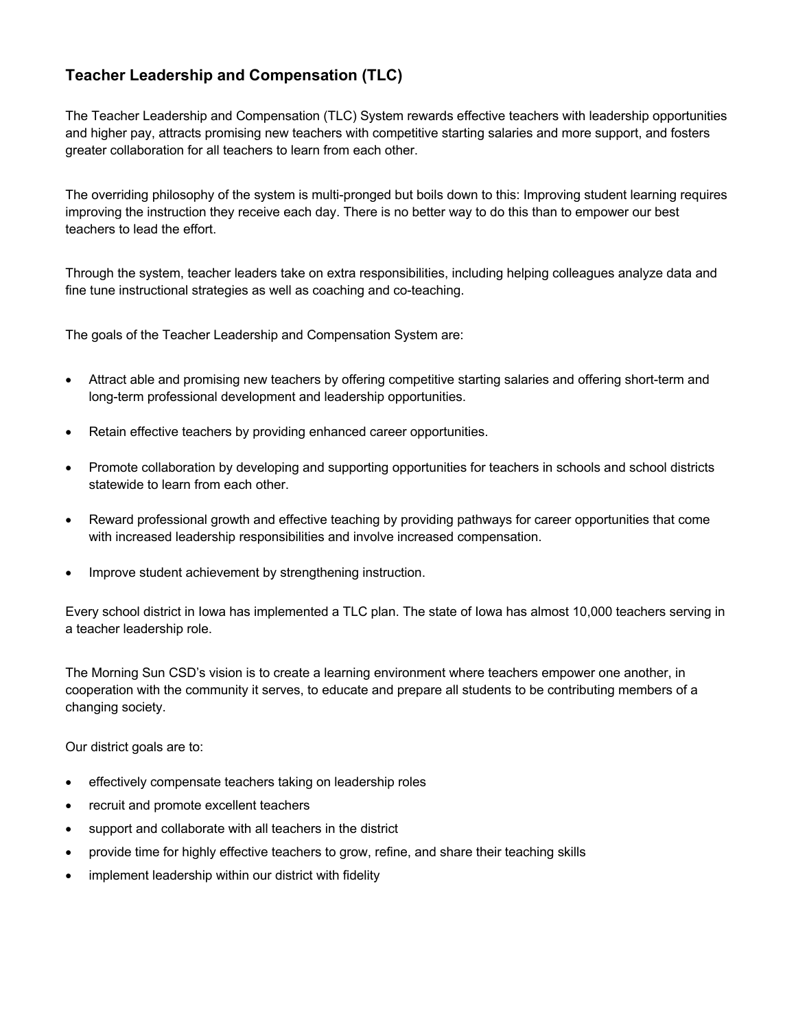## Teacher Leadership and Compensation (TLC)

The Teacher Leadership and Compensation (TLC) System rewards effective teachers with leadership opportunities and higher pay, attracts promising new teachers with competitive starting salaries and more support, and fosters greater collaboration for all teachers to learn from each other.

The overriding philosophy of the system is multi-pronged but boils down to this: Improving student learning requires improving the instruction they receive each day. There is no better way to do this than to empower our best teachers to lead the effort.

Through the system, teacher leaders take on extra responsibilities, including helping colleagues analyze data and fine tune instructional strategies as well as coaching and co-teaching.

The goals of the Teacher Leadership and Compensation System are:

- Attract able and promising new teachers by offering competitive starting salaries and offering short-term and long-term professional development and leadership opportunities.
- Retain effective teachers by providing enhanced career opportunities.
- Promote collaboration by developing and supporting opportunities for teachers in schools and school districts statewide to learn from each other.
- Reward professional growth and effective teaching by providing pathways for career opportunities that come with increased leadership responsibilities and involve increased compensation.
- Improve student achievement by strengthening instruction.

Every school district in Iowa has implemented a TLC plan. The state of Iowa has almost 10,000 teachers serving in a teacher leadership role.

The Morning Sun CSD's vision is to create a learning environment where teachers empower one another, in cooperation with the community it serves, to educate and prepare all students to be contributing members of a changing society.

Our district goals are to:

- effectively compensate teachers taking on leadership roles
- recruit and promote excellent teachers
- support and collaborate with all teachers in the district
- provide time for highly effective teachers to grow, refine, and share their teaching skills
- implement leadership within our district with fidelity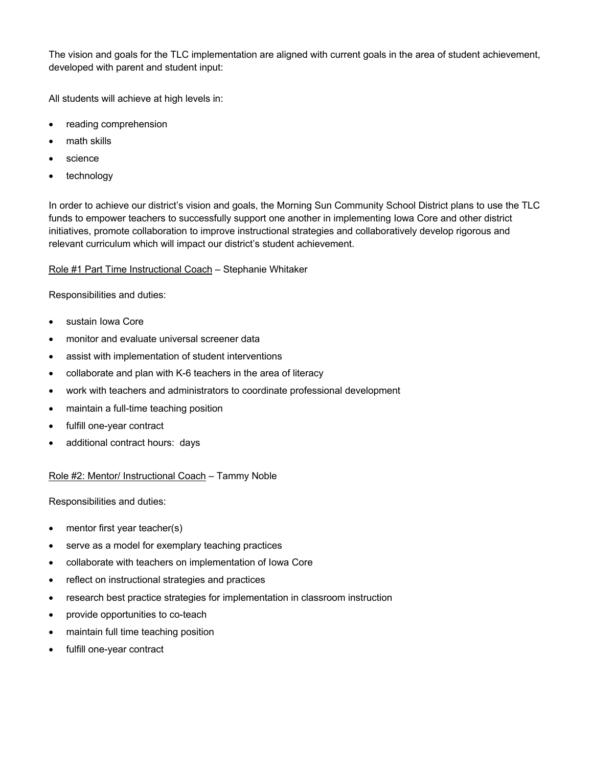The vision and goals for the TLC implementation are aligned with current goals in the area of student achievement, developed with parent and student input:

All students will achieve at high levels in:

- reading comprehension
- math skills
- science
- technology

In order to achieve our district's vision and goals, the Morning Sun Community School District plans to use the TLC funds to empower teachers to successfully support one another in implementing Iowa Core and other district initiatives, promote collaboration to improve instructional strategies and collaboratively develop rigorous and relevant curriculum which will impact our district's student achievement.

<u>Role #1 Part Time Instructional Coach</u> – Stephanie Whitaker

Responsibilities and duties:

- sustain Iowa Core
- monitor and evaluate universal screener data
- assist with implementation of student interventions
- collaborate and plan with K-6 teachers in the area of literacy
- work with teachers and administrators to coordinate professional development
- maintain a full-time teaching position
- fulfill one-year contract
- additional contract hours:  days

<u>Role #2: Mentor/ Instructional Coach</u> – Tammy Noble

Responsibilities and duties:

- mentor first year teacher(s)
- serve as a model for exemplary teaching practices
- collaborate with teachers on implementation of Iowa Core
- reflect on instructional strategies and practices
- research best practice strategies for implementation in classroom instruction
- provide opportunities to co-teach
- maintain full time teaching position
- fulfill one-year contract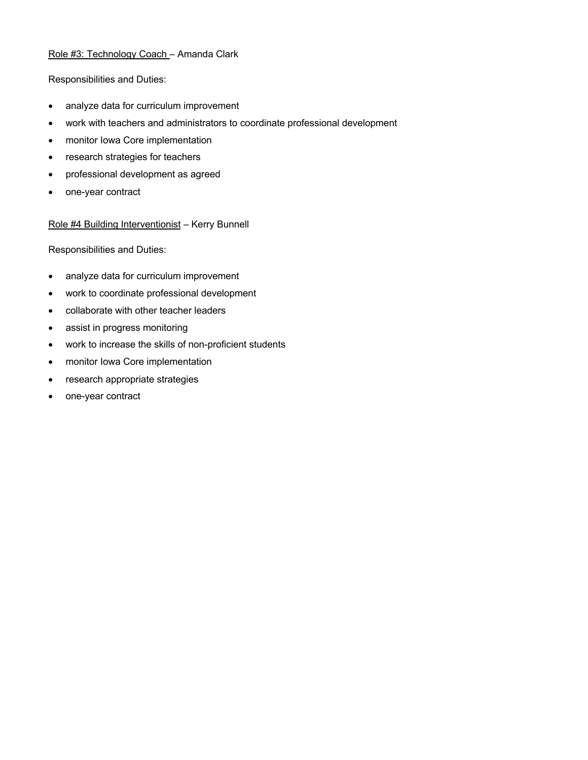Role #3: Technology Coach – Amanda Clark

Responsibilities and Duties:

- analyze data for curriculum improvement
- work with teachers and administrators to coordinate professional development
- monitor Iowa Core implementation
- research strategies for teachers
- professional development as agreed
- one-year contract

Role #4 Building Interventionist – Kerry Bunnell

Responsibilities and Duties:

- analyze data for curriculum improvement
- work to coordinate professional development
- collaborate with other teacher leaders
- assist in progress monitoring
- work to increase the skills of non-proficient students
- monitor Iowa Core implementation
- research appropriate strategies
- one-year contract